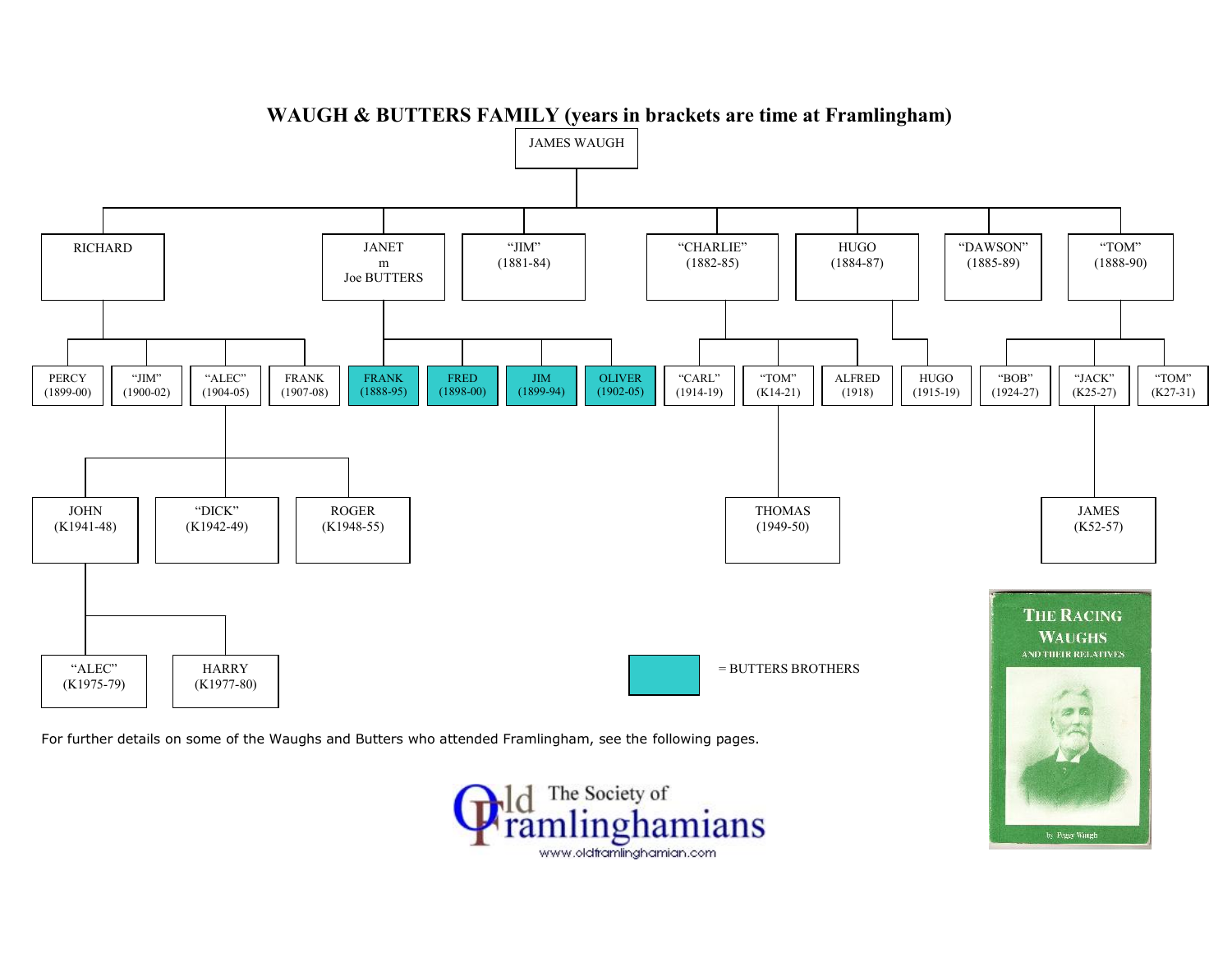# WAUGH & BUTTERS FAMILY (years in brackets are time at Framlingham)

- JAMES WAUGH
  - RICHARD
    - PERCY (1899-00)
    - "JIM" (1900-02)
    - "ALEC" (1904-05)
      - JOHN (K1941-48)
        - "ALEC" (K1975-79)
        - HARRY (K1977-80)
      - "DICK" (K1942-49)
      - ROGER (K1948-55)
    - FRANK (1907-08)
  - JANET m Joe BUTTERS
    - FRANK (1888-95)
    - FRED (1898-00)
    - JIM (1899-94)
    - OLIVER (1902-05)
  - "JIM" (1881-84)
  - "CHARLIE" (1882-85)
    - "CARL" (1914-19)
    - "TOM" (K14-21)
      - THOMAS (1949-50)
    - ALFRED (1918)
  - HUGO (1884-87)
    - HUGO (1915-19)
  - "DAWSON" (1885-89)
  - "TOM" (1888-90)
    - "BOB" (1924-27)
    - "JACK" (K25-27)
      - JAMES (K52-57)
    - "TOM" (K27-31)

[shaded] = BUTTERS BROTHERS (Frank, Fred, Jim, Oliver)

THE RACING WAUGHS AND THEIR RELATIVES

by Peggy Waugh

For further details on some of the Waughs and Butters who attended Framlingham, see the following pages.

The Society of Old Framlinghamians

www.oldframlinghamian.com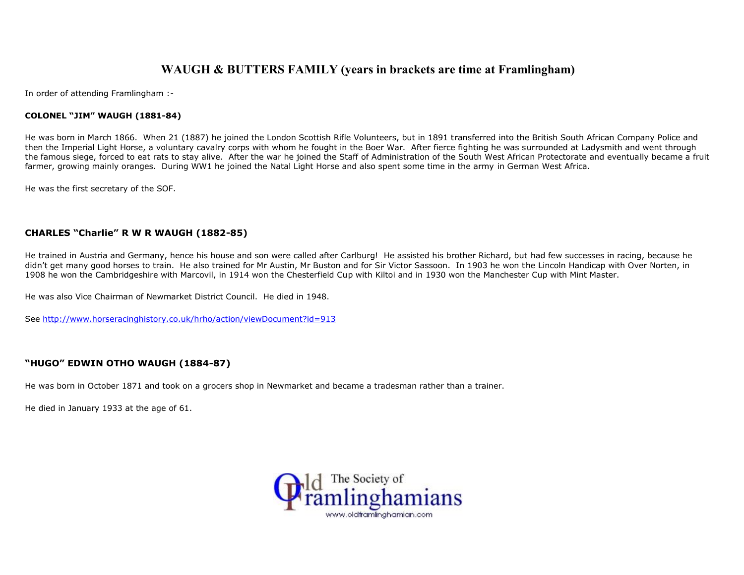# WAUGH & BUTTERS FAMILY (years in brackets are time at Framlingham)

In order of attending Framlingham :-

**COLONEL "JIM" WAUGH (1881-84)**

He was born in March 1866. When 21 (1887) he joined the London Scottish Rifle Volunteers, but in 1891 transferred into the British South African Company Police and then the Imperial Light Horse, a voluntary cavalry corps with whom he fought in the Boer War. After fierce fighting he was surrounded at Ladysmith and went through the famous siege, forced to eat rats to stay alive. After the war he joined the Staff of Administration of the South West African Protectorate and eventually became a fruit farmer, growing mainly oranges. During WW1 he joined the Natal Light Horse and also spent some time in the army in German West Africa.

He was the first secretary of the SOF.

**CHARLES "Charlie" R W R WAUGH (1882-85)**

He trained in Austria and Germany, hence his house and son were called after Carlburg! He assisted his brother Richard, but had few successes in racing, because he didn't get many good horses to train. He also trained for Mr Austin, Mr Buston and for Sir Victor Sassoon. In 1903 he won the Lincoln Handicap with Over Norten, in 1908 he won the Cambridgeshire with Marcovil, in 1914 won the Chesterfield Cup with Kiltoi and in 1930 won the Manchester Cup with Mint Master.

He was also Vice Chairman of Newmarket District Council. He died in 1948.

See http://www.horseracinghistory.co.uk/hrho/action/viewDocument?id=913

**"HUGO" EDWIN OTHO WAUGH (1884-87)**

He was born in October 1871 and took on a grocers shop in Newmarket and became a tradesman rather than a trainer.

He died in January 1933 at the age of 61.

Old Framlinghamians The Society of
www.oldframlinghamian.com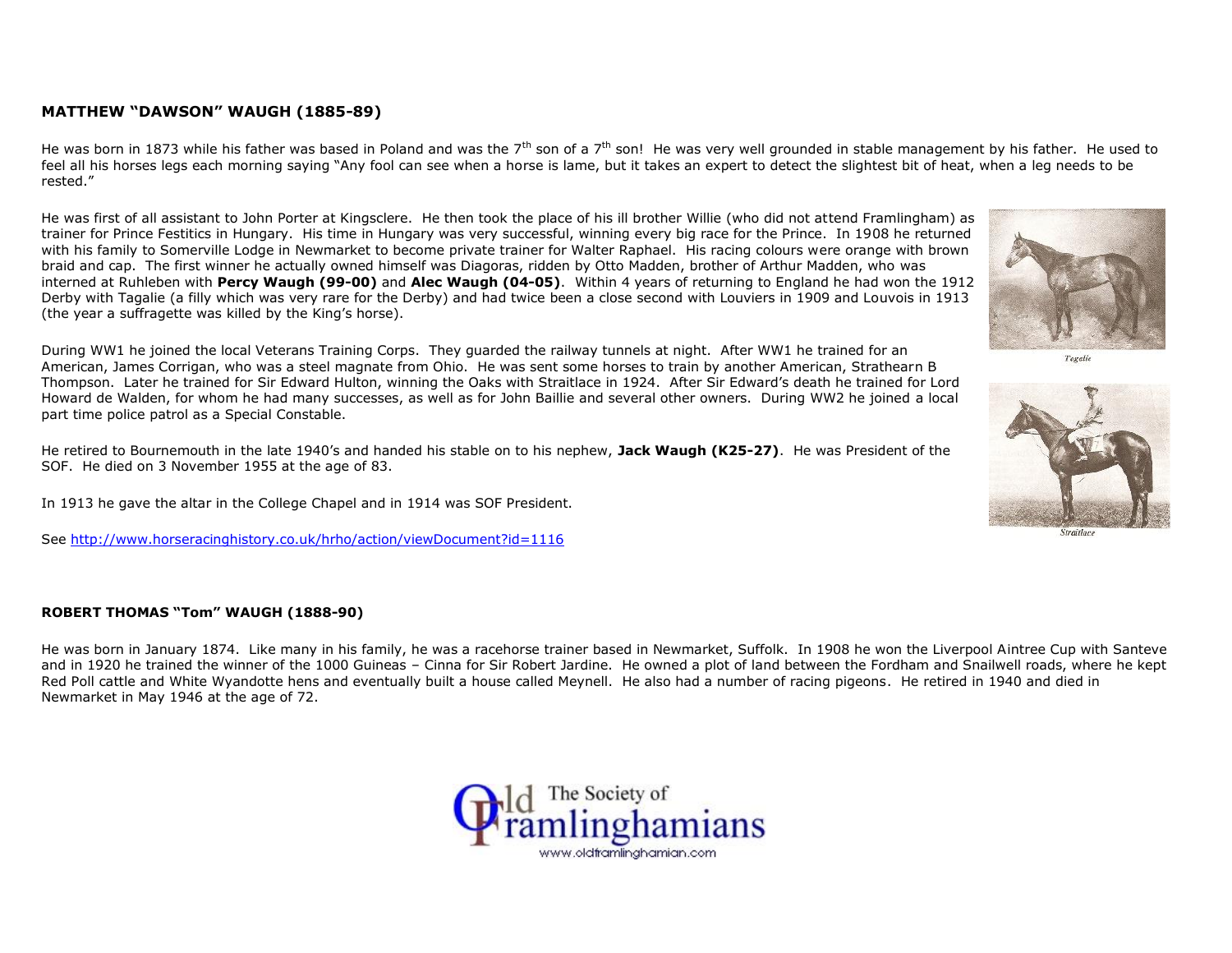## MATTHEW "DAWSON" WAUGH (1885-89)

He was born in 1873 while his father was based in Poland and was the 7th son of a 7th son! He was very well grounded in stable management by his father. He used to feel all his horses legs each morning saying "Any fool can see when a horse is lame, but it takes an expert to detect the slightest bit of heat, when a leg needs to be rested."

He was first of all assistant to John Porter at Kingsclere. He then took the place of his ill brother Willie (who did not attend Framlingham) as trainer for Prince Festitics in Hungary. His time in Hungary was very successful, winning every big race for the Prince. In 1908 he returned with his family to Somerville Lodge in Newmarket to become private trainer for Walter Raphael. His racing colours were orange with brown braid and cap. The first winner he actually owned himself was Diagoras, ridden by Otto Madden, brother of Arthur Madden, who was interned at Ruhleben with **Percy Waugh (99-00)** and **Alec Waugh (04-05)**. Within 4 years of returning to England he had won the 1912 Derby with Tagalie (a filly which was very rare for the Derby) and had twice been a close second with Louviers in 1909 and Louvois in 1913 (the year a suffragette was killed by the King's horse).

Tagalie

During WW1 he joined the local Veterans Training Corps. They guarded the railway tunnels at night. After WW1 he trained for an American, James Corrigan, who was a steel magnate from Ohio. He was sent some horses to train by another American, Strathearn B Thompson. Later he trained for Sir Edward Hulton, winning the Oaks with Straitlace in 1924. After Sir Edward's death he trained for Lord Howard de Walden, for whom he had many successes, as well as for John Baillie and several other owners. During WW2 he joined a local part time police patrol as a Special Constable.

Straitlace

He retired to Bournemouth in the late 1940's and handed his stable on to his nephew, **Jack Waugh (K25-27)**. He was President of the SOF. He died on 3 November 1955 at the age of 83.

In 1913 he gave the altar in the College Chapel and in 1914 was SOF President.

See http://www.horseracinghistory.co.uk/hrho/action/viewDocument?id=1116

## ROBERT THOMAS "Tom" WAUGH (1888-90)

He was born in January 1874. Like many in his family, he was a racehorse trainer based in Newmarket, Suffolk. In 1908 he won the Liverpool Aintree Cup with Santeve and in 1920 he trained the winner of the 1000 Guineas – Cinna for Sir Robert Jardine. He owned a plot of land between the Fordham and Snailwell roads, where he kept Red Poll cattle and White Wyandotte hens and eventually built a house called Meynell. He also had a number of racing pigeons. He retired in 1940 and died in Newmarket in May 1946 at the age of 72.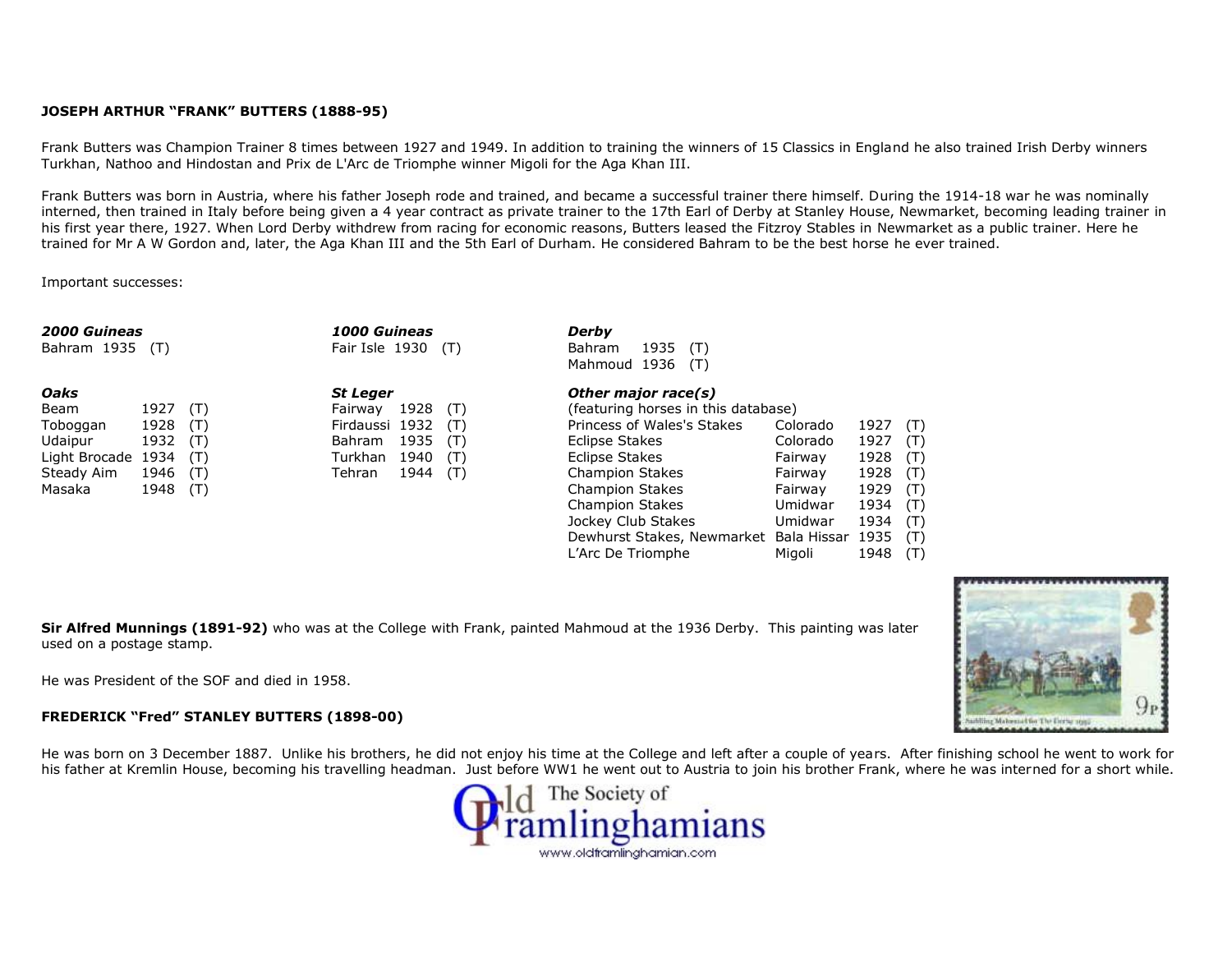**JOSEPH ARTHUR "FRANK" BUTTERS (1888-95)**

Frank Butters was Champion Trainer 8 times between 1927 and 1949. In addition to training the winners of 15 Classics in England he also trained Irish Derby winners Turkhan, Nathoo and Hindostan and Prix de L'Arc de Triomphe winner Migoli for the Aga Khan III.

Frank Butters was born in Austria, where his father Joseph rode and trained, and became a successful trainer there himself. During the 1914-18 war he was nominally interned, then trained in Italy before being given a 4 year contract as private trainer to the 17th Earl of Derby at Stanley House, Newmarket, becoming leading trainer in his first year there, 1927. When Lord Derby withdrew from racing for economic reasons, Butters leased the Fitzroy Stables in Newmarket as a public trainer. Here he trained for Mr A W Gordon and, later, the Aga Khan III and the 5th Earl of Durham. He considered Bahram to be the best horse he ever trained.

Important successes:

***2000 Guineas***

Bahram 1935 (T)

***1000 Guineas***

Fair Isle 1930 (T)

***Derby***

| | | |
|---|---|---|
| Bahram | 1935 | (T) |
| Mahmoud | 1936 | (T) |

***Oaks***

| | | |
|---|---|---|
| Beam | 1927 | (T) |
| Toboggan | 1928 | (T) |
| Udaipur | 1932 | (T) |
| Light Brocade | 1934 | (T) |
| Steady Aim | 1946 | (T) |
| Masaka | 1948 | (T) |

***St Leger***

| | | |
|---|---|---|
| Fairway | 1928 | (T) |
| Firdaussi | 1932 | (T) |
| Bahram | 1935 | (T) |
| Turkhan | 1940 | (T) |
| Tehran | 1944 | (T) |

***Other major race(s)***

(featuring horses in this database)

| | | | |
|---|---|---|---|
| Princess of Wales's Stakes | Colorado | 1927 | (T) |
| Eclipse Stakes | Colorado | 1927 | (T) |
| Eclipse Stakes | Fairway | 1928 | (T) |
| Champion Stakes | Fairway | 1928 | (T) |
| Champion Stakes | Fairway | 1929 | (T) |
| Champion Stakes | Umidwar | 1934 | (T) |
| Jockey Club Stakes | Umidwar | 1934 | (T) |
| Dewhurst Stakes, Newmarket | Bala Hissar | 1935 | (T) |
| L'Arc De Triomphe | Migoli | 1948 | (T) |

**Sir Alfred Munnings (1891-92)** who was at the College with Frank, painted Mahmoud at the 1936 Derby. This painting was later used on a postage stamp.

He was President of the SOF and died in 1958.

**FREDERICK "Fred" STANLEY BUTTERS (1898-00)**

He was born on 3 December 1887. Unlike his brothers, he did not enjoy his time at the College and left after a couple of years. After finishing school he went to work for his father at Kremlin House, becoming his travelling headman. Just before WW1 he went out to Austria to join his brother Frank, where he was interned for a short while.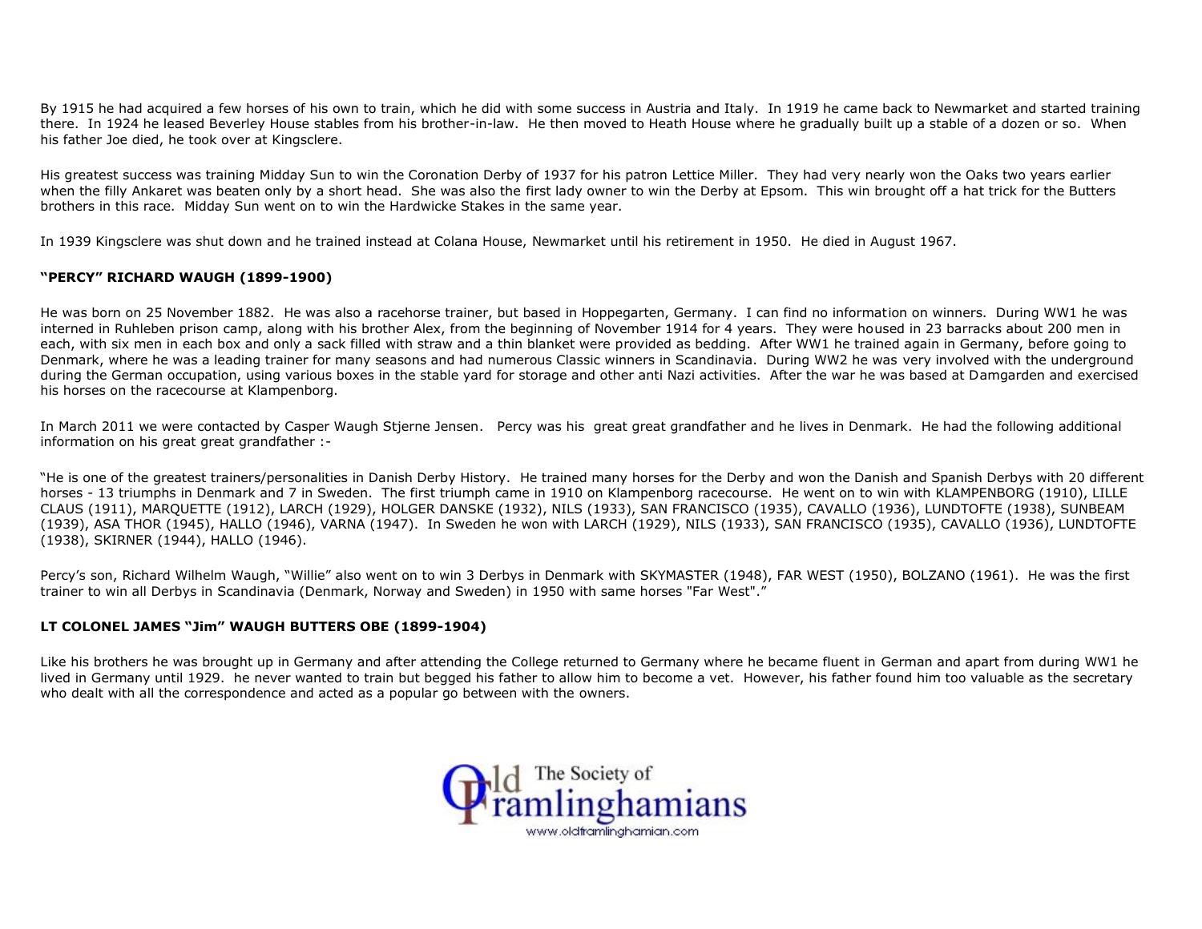By 1915 he had acquired a few horses of his own to train, which he did with some success in Austria and Italy. In 1919 he came back to Newmarket and started training there. In 1924 he leased Beverley House stables from his brother-in-law. He then moved to Heath House where he gradually built up a stable of a dozen or so. When his father Joe died, he took over at Kingsclere.

His greatest success was training Midday Sun to win the Coronation Derby of 1937 for his patron Lettice Miller. They had very nearly won the Oaks two years earlier when the filly Ankaret was beaten only by a short head. She was also the first lady owner to win the Derby at Epsom. This win brought off a hat trick for the Butters brothers in this race. Midday Sun went on to win the Hardwicke Stakes in the same year.

In 1939 Kingsclere was shut down and he trained instead at Colana House, Newmarket until his retirement in 1950. He died in August 1967.

**"PERCY" RICHARD WAUGH (1899-1900)**

He was born on 25 November 1882. He was also a racehorse trainer, but based in Hoppegarten, Germany. I can find no information on winners. During WW1 he was interned in Ruhleben prison camp, along with his brother Alex, from the beginning of November 1914 for 4 years. They were housed in 23 barracks about 200 men in each, with six men in each box and only a sack filled with straw and a thin blanket were provided as bedding. After WW1 he trained again in Germany, before going to Denmark, where he was a leading trainer for many seasons and had numerous Classic winners in Scandinavia. During WW2 he was very involved with the underground during the German occupation, using various boxes in the stable yard for storage and other anti Nazi activities. After the war he was based at Damgarden and exercised his horses on the racecourse at Klampenborg.

In March 2011 we were contacted by Casper Waugh Stjerne Jensen. Percy was his great great grandfather and he lives in Denmark. He had the following additional information on his great great grandfather :-

"He is one of the greatest trainers/personalities in Danish Derby History. He trained many horses for the Derby and won the Danish and Spanish Derbys with 20 different horses - 13 triumphs in Denmark and 7 in Sweden. The first triumph came in 1910 on Klampenborg racecourse. He went on to win with KLAMPENBORG (1910), LILLE CLAUS (1911), MARQUETTE (1912), LARCH (1929), HOLGER DANSKE (1932), NILS (1933), SAN FRANCISCO (1935), CAVALLO (1936), LUNDTOFTE (1938), SUNBEAM (1939), ASA THOR (1945), HALLO (1946), VARNA (1947). In Sweden he won with LARCH (1929), NILS (1933), SAN FRANCISCO (1935), CAVALLO (1936), LUNDTOFTE (1938), SKIRNER (1944), HALLO (1946).

Percy's son, Richard Wilhelm Waugh, "Willie" also went on to win 3 Derbys in Denmark with SKYMASTER (1948), FAR WEST (1950), BOLZANO (1961). He was the first trainer to win all Derbys in Scandinavia (Denmark, Norway and Sweden) in 1950 with same horses "Far West"."

**LT COLONEL JAMES "Jim" WAUGH BUTTERS OBE (1899-1904)**

Like his brothers he was brought up in Germany and after attending the College returned to Germany where he became fluent in German and apart from during WW1 he lived in Germany until 1929. he never wanted to train but begged his father to allow him to become a vet. However, his father found him too valuable as the secretary who dealt with all the correspondence and acted as a popular go between with the owners.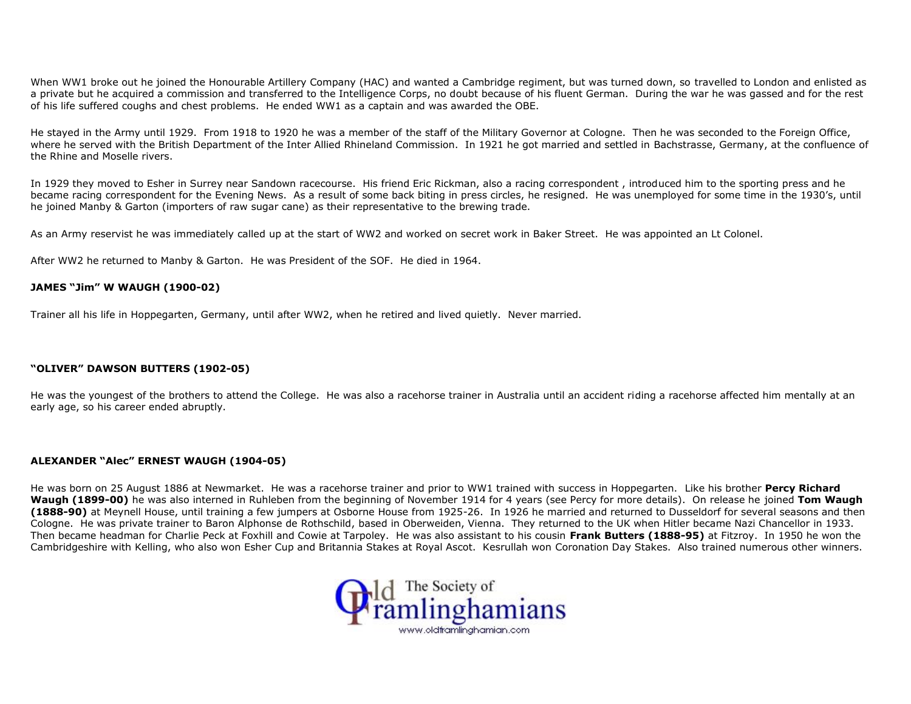When WW1 broke out he joined the Honourable Artillery Company (HAC) and wanted a Cambridge regiment, but was turned down, so travelled to London and enlisted as a private but he acquired a commission and transferred to the Intelligence Corps, no doubt because of his fluent German. During the war he was gassed and for the rest of his life suffered coughs and chest problems. He ended WW1 as a captain and was awarded the OBE.

He stayed in the Army until 1929. From 1918 to 1920 he was a member of the staff of the Military Governor at Cologne. Then he was seconded to the Foreign Office, where he served with the British Department of the Inter Allied Rhineland Commission. In 1921 he got married and settled in Bachstrasse, Germany, at the confluence of the Rhine and Moselle rivers.

In 1929 they moved to Esher in Surrey near Sandown racecourse. His friend Eric Rickman, also a racing correspondent , introduced him to the sporting press and he became racing correspondent for the Evening News. As a result of some back biting in press circles, he resigned. He was unemployed for some time in the 1930's, until he joined Manby & Garton (importers of raw sugar cane) as their representative to the brewing trade.

As an Army reservist he was immediately called up at the start of WW2 and worked on secret work in Baker Street. He was appointed an Lt Colonel.

After WW2 he returned to Manby & Garton. He was President of the SOF. He died in 1964.

**JAMES "Jim" W WAUGH (1900-02)**

Trainer all his life in Hoppegarten, Germany, until after WW2, when he retired and lived quietly. Never married.

**"OLIVER" DAWSON BUTTERS (1902-05)**

He was the youngest of the brothers to attend the College. He was also a racehorse trainer in Australia until an accident riding a racehorse affected him mentally at an early age, so his career ended abruptly.

**ALEXANDER "Alec" ERNEST WAUGH (1904-05)**

He was born on 25 August 1886 at Newmarket. He was a racehorse trainer and prior to WW1 trained with success in Hoppegarten. Like his brother **Percy Richard Waugh (1899-00)** he was also interned in Ruhleben from the beginning of November 1914 for 4 years (see Percy for more details). On release he joined **Tom Waugh (1888-90)** at Meynell House, until training a few jumpers at Osborne House from 1925-26. In 1926 he married and returned to Dusseldorf for several seasons and then Cologne. He was private trainer to Baron Alphonse de Rothschild, based in Oberweiden, Vienna. They returned to the UK when Hitler became Nazi Chancellor in 1933. Then became headman for Charlie Peck at Foxhill and Cowie at Tarpoley. He was also assistant to his cousin **Frank Butters (1888-95)** at Fitzroy. In 1950 he won the Cambridgeshire with Kelling, who also won Esher Cup and Britannia Stakes at Royal Ascot. Kesrullah won Coronation Day Stakes. Also trained numerous other winners.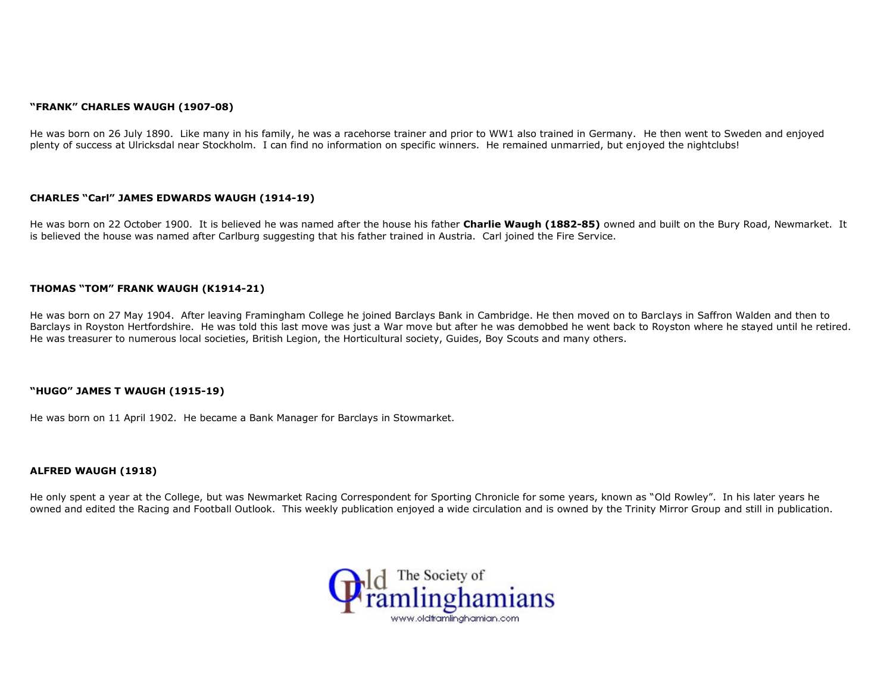**"FRANK" CHARLES WAUGH (1907-08)**

He was born on 26 July 1890. Like many in his family, he was a racehorse trainer and prior to WW1 also trained in Germany. He then went to Sweden and enjoyed plenty of success at Ulricksdal near Stockholm. I can find no information on specific winners. He remained unmarried, but enjoyed the nightclubs!

**CHARLES "Carl" JAMES EDWARDS WAUGH (1914-19)**

He was born on 22 October 1900. It is believed he was named after the house his father **Charlie Waugh (1882-85)** owned and built on the Bury Road, Newmarket. It is believed the house was named after Carlburg suggesting that his father trained in Austria. Carl joined the Fire Service.

**THOMAS "TOM" FRANK WAUGH (K1914-21)**

He was born on 27 May 1904. After leaving Framingham College he joined Barclays Bank in Cambridge. He then moved on to Barclays in Saffron Walden and then to Barclays in Royston Hertfordshire. He was told this last move was just a War move but after he was demobbed he went back to Royston where he stayed until he retired. He was treasurer to numerous local societies, British Legion, the Horticultural society, Guides, Boy Scouts and many others.

**"HUGO" JAMES T WAUGH (1915-19)**

He was born on 11 April 1902. He became a Bank Manager for Barclays in Stowmarket.

**ALFRED WAUGH (1918)**

He only spent a year at the College, but was Newmarket Racing Correspondent for Sporting Chronicle for some years, known as "Old Rowley". In his later years he owned and edited the Racing and Football Outlook. This weekly publication enjoyed a wide circulation and is owned by the Trinity Mirror Group and still in publication.

Old Framlinghamians The Society of
www.oldframlinghamian.com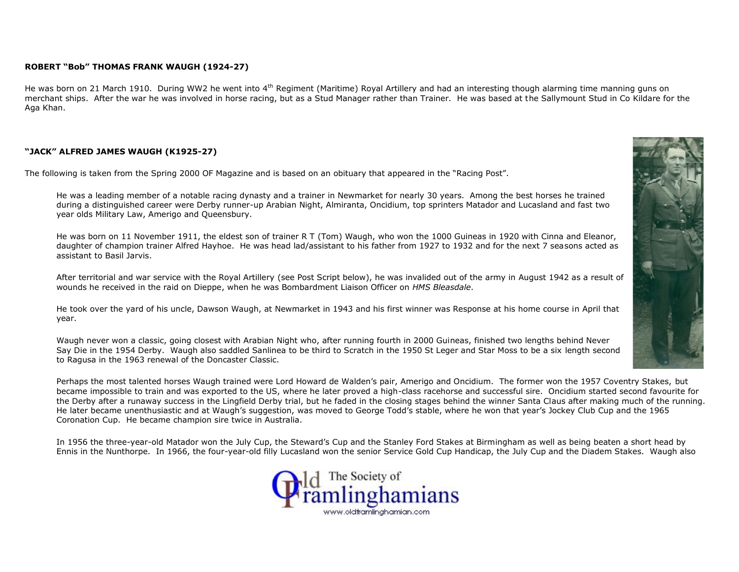**ROBERT "Bob" THOMAS FRANK WAUGH (1924-27)**

He was born on 21 March 1910. During WW2 he went into 4th Regiment (Maritime) Royal Artillery and had an interesting though alarming time manning guns on merchant ships. After the war he was involved in horse racing, but as a Stud Manager rather than Trainer. He was based at the Sallymount Stud in Co Kildare for the Aga Khan.

**"JACK" ALFRED JAMES WAUGH (K1925-27)**

The following is taken from the Spring 2000 OF Magazine and is based on an obituary that appeared in the "Racing Post".

> He was a leading member of a notable racing dynasty and a trainer in Newmarket for nearly 30 years. Among the best horses he trained during a distinguished career were Derby runner-up Arabian Night, Almiranta, Oncidium, top sprinters Matador and Lucasland and fast two year olds Military Law, Amerigo and Queensbury.
>
> He was born on 11 November 1911, the eldest son of trainer R T (Tom) Waugh, who won the 1000 Guineas in 1920 with Cinna and Eleanor, daughter of champion trainer Alfred Hayhoe. He was head lad/assistant to his father from 1927 to 1932 and for the next 7 seasons acted as assistant to Basil Jarvis.
>
> After territorial and war service with the Royal Artillery (see Post Script below), he was invalided out of the army in August 1942 as a result of wounds he received in the raid on Dieppe, when he was Bombardment Liaison Officer on *HMS Bleasdale*.
>
> He took over the yard of his uncle, Dawson Waugh, at Newmarket in 1943 and his first winner was Response at his home course in April that year.
>
> Waugh never won a classic, going closest with Arabian Night who, after running fourth in 2000 Guineas, finished two lengths behind Never Say Die in the 1954 Derby. Waugh also saddled Sanlinea to be third to Scratch in the 1950 St Leger and Star Moss to be a six length second to Ragusa in the 1963 renewal of the Doncaster Classic.
>
> Perhaps the most talented horses Waugh trained were Lord Howard de Walden's pair, Amerigo and Oncidium. The former won the 1957 Coventry Stakes, but became impossible to train and was exported to the US, where he later proved a high-class racehorse and successful sire. Oncidium started second favourite for the Derby after a runaway success in the Lingfield Derby trial, but he faded in the closing stages behind the winner Santa Claus after making much of the running. He later became unenthusiastic and at Waugh's suggestion, was moved to George Todd's stable, where he won that year's Jockey Club Cup and the 1965 Coronation Cup. He became champion sire twice in Australia.
>
> In 1956 the three-year-old Matador won the July Cup, the Steward's Cup and the Stanley Ford Stakes at Birmingham as well as being beaten a short head by Ennis in the Nunthorpe. In 1966, the four-year-old filly Lucasland won the senior Service Gold Cup Handicap, the July Cup and the Diadem Stakes. Waugh also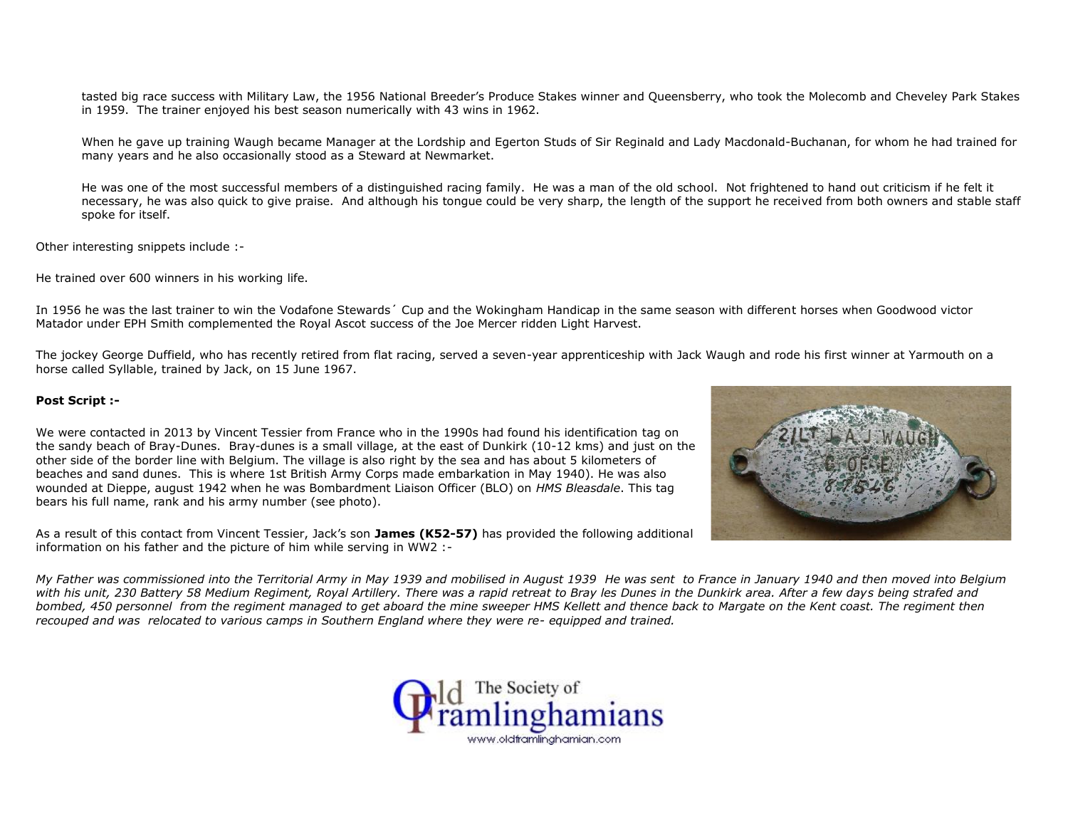tasted big race success with Military Law, the 1956 National Breeder's Produce Stakes winner and Queensberry, who took the Molecomb and Cheveley Park Stakes in 1959. The trainer enjoyed his best season numerically with 43 wins in 1962.

When he gave up training Waugh became Manager at the Lordship and Egerton Studs of Sir Reginald and Lady Macdonald-Buchanan, for whom he had trained for many years and he also occasionally stood as a Steward at Newmarket.

He was one of the most successful members of a distinguished racing family. He was a man of the old school. Not frightened to hand out criticism if he felt it necessary, he was also quick to give praise. And although his tongue could be very sharp, the length of the support he received from both owners and stable staff spoke for itself.

Other interesting snippets include :-

He trained over 600 winners in his working life.

In 1956 he was the last trainer to win the Vodafone Stewards´ Cup and the Wokingham Handicap in the same season with different horses when Goodwood victor Matador under EPH Smith complemented the Royal Ascot success of the Joe Mercer ridden Light Harvest.

The jockey George Duffield, who has recently retired from flat racing, served a seven-year apprenticeship with Jack Waugh and rode his first winner at Yarmouth on a horse called Syllable, trained by Jack, on 15 June 1967.

**Post Script :-**

We were contacted in 2013 by Vincent Tessier from France who in the 1990s had found his identification tag on the sandy beach of Bray-Dunes. Bray-dunes is a small village, at the east of Dunkirk (10-12 kms) and just on the other side of the border line with Belgium. The village is also right by the sea and has about 5 kilometers of beaches and sand dunes. This is where 1st British Army Corps made embarkation in May 1940). He was also wounded at Dieppe, august 1942 when he was Bombardment Liaison Officer (BLO) on *HMS Bleasdale*. This tag bears his full name, rank and his army number (see photo).

As a result of this contact from Vincent Tessier, Jack's son **James (K52-57)** has provided the following additional information on his father and the picture of him while serving in WW2 :-

*My Father was commissioned into the Territorial Army in May 1939 and mobilised in August 1939 He was sent to France in January 1940 and then moved into Belgium with his unit, 230 Battery 58 Medium Regiment, Royal Artillery. There was a rapid retreat to Bray les Dunes in the Dunkirk area. After a few days being strafed and bombed, 450 personnel from the regiment managed to get aboard the mine sweeper HMS Kellett and thence back to Margate on the Kent coast. The regiment then recouped and was relocated to various camps in Southern England where they were re- equipped and trained.*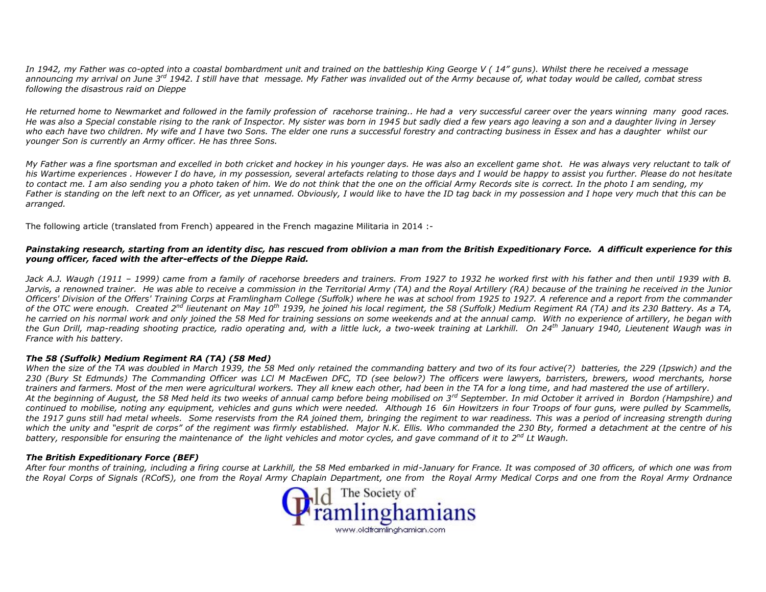*In 1942, my Father was co-opted into a coastal bombardment unit and trained on the battleship King George V ( 14" guns). Whilst there he received a message announcing my arrival on June 3rd 1942. I still have that message. My Father was invalided out of the Army because of, what today would be called, combat stress following the disastrous raid on Dieppe*

*He returned home to Newmarket and followed in the family profession of racehorse training.. He had a very successful career over the years winning many good races. He was also a Special constable rising to the rank of Inspector. My sister was born in 1945 but sadly died a few years ago leaving a son and a daughter living in Jersey who each have two children. My wife and I have two Sons. The elder one runs a successful forestry and contracting business in Essex and has a daughter whilst our younger Son is currently an Army officer. He has three Sons.*

*My Father was a fine sportsman and excelled in both cricket and hockey in his younger days. He was also an excellent game shot. He was always very reluctant to talk of his Wartime experiences . However I do have, in my possession, several artefacts relating to those days and I would be happy to assist you further. Please do not hesitate to contact me. I am also sending you a photo taken of him. We do not think that the one on the official Army Records site is correct. In the photo I am sending, my Father is standing on the left next to an Officer, as yet unnamed. Obviously, I would like to have the ID tag back in my possession and I hope very much that this can be arranged.*

The following article (translated from French) appeared in the French magazine Militaria in 2014 :-

***Painstaking research, starting from an identity disc, has rescued from oblivion a man from the British Expeditionary Force. A difficult experience for this young officer, faced with the after-effects of the Dieppe Raid.***

*Jack A.J. Waugh (1911 – 1999) came from a family of racehorse breeders and trainers. From 1927 to 1932 he worked first with his father and then until 1939 with B. Jarvis, a renowned trainer. He was able to receive a commission in the Territorial Army (TA) and the Royal Artillery (RA) because of the training he received in the Junior Officers' Division of the Offers' Training Corps at Framlingham College (Suffolk) where he was at school from 1925 to 1927. A reference and a report from the commander of the OTC were enough. Created 2nd lieutenant on May 10th 1939, he joined his local regiment, the 58 (Suffolk) Medium Regiment RA (TA) and its 230 Battery. As a TA, he carried on his normal work and only joined the 58 Med for training sessions on some weekends and at the annual camp. With no experience of artillery, he began with the Gun Drill, map-reading shooting practice, radio operating and, with a little luck, a two-week training at Larkhill. On 24th January 1940, Lieutenent Waugh was in France with his battery.*

***The 58 (Suffolk) Medium Regiment RA (TA) (58 Med)***

*When the size of the TA was doubled in March 1939, the 58 Med only retained the commanding battery and two of its four active(?) batteries, the 229 (Ipswich) and the 230 (Bury St Edmunds) The Commanding Officer was LCl M MacEwen DFC, TD (see below?) The officers were lawyers, barristers, brewers, wood merchants, horse trainers and farmers. Most of the men were agricultural workers. They all knew each other, had been in the TA for a long time, and had mastered the use of artillery. At the beginning of August, the 58 Med held its two weeks of annual camp before being mobilised on 3rd September. In mid October it arrived in Bordon (Hampshire) and continued to mobilise, noting any equipment, vehicles and guns which were needed. Although 16 6in Howitzers in four Troops of four guns, were pulled by Scammells, the 1917 guns still had metal wheels. Some reservists from the RA joined them, bringing the regiment to war readiness. This was a period of increasing strength during which the unity and "esprit de corps" of the regiment was firmly established. Major N.K. Ellis. Who commanded the 230 Bty, formed a detachment at the centre of his battery, responsible for ensuring the maintenance of the light vehicles and motor cycles, and gave command of it to 2nd Lt Waugh.*

***The British Expeditionary Force (BEF)***

*After four months of training, including a firing course at Larkhill, the 58 Med embarked in mid-January for France. It was composed of 30 officers, of which one was from the Royal Corps of Signals (RCofS), one from the Royal Army Chaplain Department, one from the Royal Army Medical Corps and one from the Royal Army Ordnance*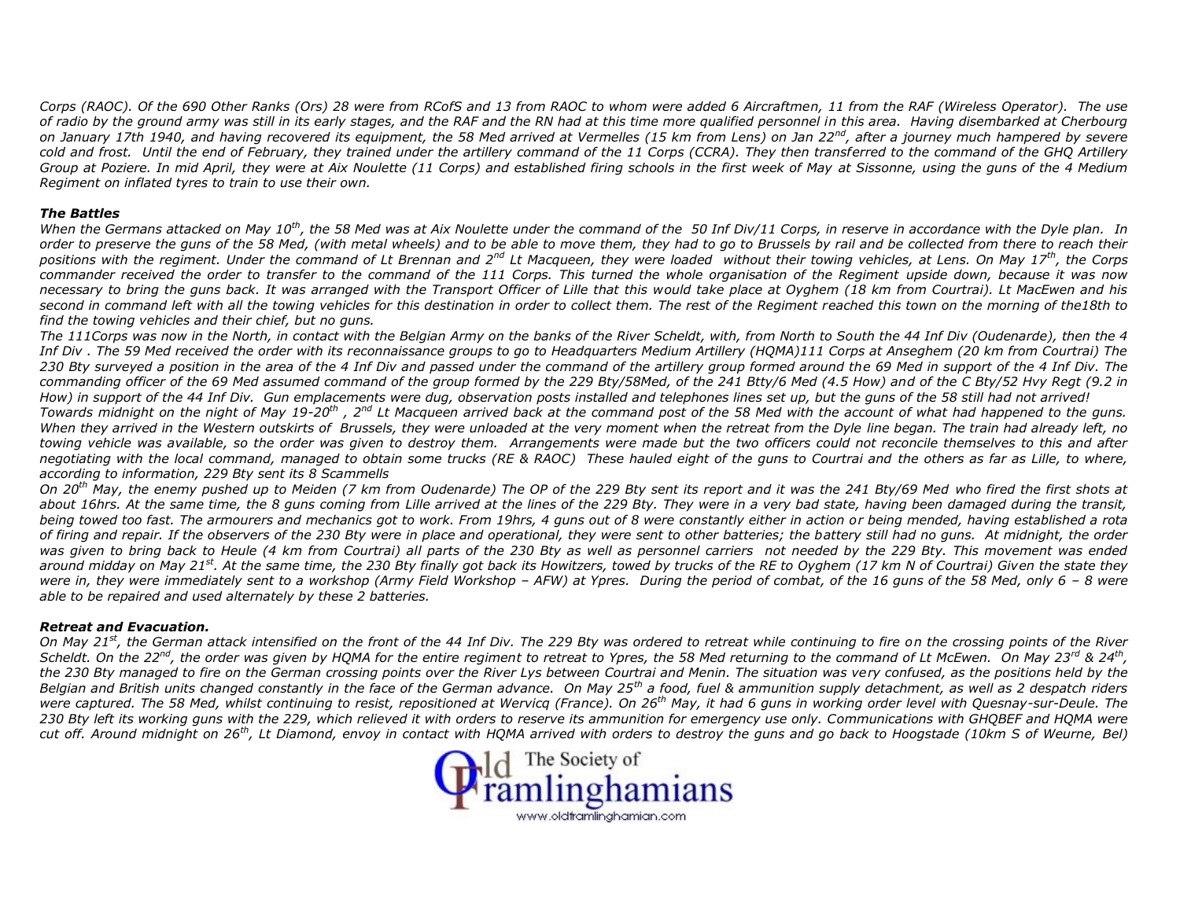*Corps (RAOC). Of the 690 Other Ranks (Ors) 28 were from RCofS and 13 from RAOC to whom were added 6 Aircraftmen, 11 from the RAF (Wireless Operator). The use of radio by the ground army was still in its early stages, and the RAF and the RN had at this time more qualified personnel in this area. Having disembarked at Cherbourg on January 17th 1940, and having recovered its equipment, the 58 Med arrived at Vermelles (15 km from Lens) on Jan 22nd, after a journey much hampered by severe cold and frost. Until the end of February, they trained under the artillery command of the 11 Corps (CCRA). They then transferred to the command of the GHQ Artillery Group at Poziere. In mid April, they were at Aix Noulette (11 Corps) and established firing schools in the first week of May at Sissonne, using the guns of the 4 Medium Regiment on inflated tyres to train to use their own.*

### ***The Battles***

*When the Germans attacked on May 10th, the 58 Med was at Aix Noulette under the command of the 50 Inf Div/11 Corps, in reserve in accordance with the Dyle plan. In order to preserve the guns of the 58 Med, (with metal wheels) and to be able to move them, they had to go to Brussels by rail and be collected from there to reach their positions with the regiment. Under the command of Lt Brennan and 2nd Lt Macqueen, they were loaded without their towing vehicles, at Lens. On May 17th, the Corps commander received the order to transfer to the command of the 111 Corps. This turned the whole organisation of the Regiment upside down, because it was now necessary to bring the guns back. It was arranged with the Transport Officer of Lille that this would take place at Oyghem (18 km from Courtrai). Lt MacEwen and his second in command left with all the towing vehicles for this destination in order to collect them. The rest of the Regiment reached this town on the morning of the18th to find the towing vehicles and their chief, but no guns.*

*The 111Corps was now in the North, in contact with the Belgian Army on the banks of the River Scheldt, with, from North to South the 44 Inf Div (Oudenarde), then the 4 Inf Div . The 59 Med received the order with its reconnaissance groups to go to Headquarters Medium Artillery (HQMA)111 Corps at Anseghem (20 km from Courtrai) The 230 Bty surveyed a position in the area of the 4 Inf Div and passed under the command of the artillery group formed around the 69 Med in support of the 4 Inf Div. The commanding officer of the 69 Med assumed command of the group formed by the 229 Bty/58Med, of the 241 Btty/6 Med (4.5 How) and of the C Bty/52 Hvy Regt (9.2 in How) in support of the 44 Inf Div. Gun emplacements were dug, observation posts installed and telephones lines set up, but the guns of the 58 still had not arrived!*

*Towards midnight on the night of May 19-20th , 2nd Lt Macqueen arrived back at the command post of the 58 Med with the account of what had happened to the guns. When they arrived in the Western outskirts of Brussels, they were unloaded at the very moment when the retreat from the Dyle line began. The train had already left, no towing vehicle was available, so the order was given to destroy them. Arrangements were made but the two officers could not reconcile themselves to this and after negotiating with the local command, managed to obtain some trucks (RE & RAOC) These hauled eight of the guns to Courtrai and the others as far as Lille, to where, according to information, 229 Bty sent its 8 Scammells*

*On 20th May, the enemy pushed up to Meiden (7 km from Oudenarde) The OP of the 229 Bty sent its report and it was the 241 Bty/69 Med who fired the first shots at about 16hrs. At the same time, the 8 guns coming from Lille arrived at the lines of the 229 Bty. They were in a very bad state, having been damaged during the transit, being towed too fast. The armourers and mechanics got to work. From 19hrs, 4 guns out of 8 were constantly either in action or being mended, having established a rota of firing and repair. If the observers of the 230 Bty were in place and operational, they were sent to other batteries; the battery still had no guns. At midnight, the order was given to bring back to Heule (4 km from Courtrai) all parts of the 230 Bty as well as personnel carriers not needed by the 229 Bty. This movement was ended around midday on May 21st. At the same time, the 230 Bty finally got back its Howitzers, towed by trucks of the RE to Oyghem (17 km N of Courtrai) Given the state they were in, they were immediately sent to a workshop (Army Field Workshop – AFW) at Ypres. During the period of combat, of the 16 guns of the 58 Med, only 6 – 8 were able to be repaired and used alternately by these 2 batteries.*

### ***Retreat and Evacuation.***

*On May 21st, the German attack intensified on the front of the 44 Inf Div. The 229 Bty was ordered to retreat while continuing to fire on the crossing points of the River Scheldt. On the 22nd, the order was given by HQMA for the entire regiment to retreat to Ypres, the 58 Med returning to the command of Lt McEwen. On May 23rd & 24th, the 230 Bty managed to fire on the German crossing points over the River Lys between Courtrai and Menin. The situation was very confused, as the positions held by the Belgian and British units changed constantly in the face of the German advance. On May 25th a food, fuel & ammunition supply detachment, as well as 2 despatch riders were captured. The 58 Med, whilst continuing to resist, repositioned at Wervicq (France). On 26th May, it had 6 guns in working order level with Quesnay-sur-Deule. The 230 Bty left its working guns with the 229, which relieved it with orders to reserve its ammunition for emergency use only. Communications with GHQBEF and HQMA were cut off. Around midnight on 26th, Lt Diamond, envoy in contact with HQMA arrived with orders to destroy the guns and go back to Hoogstade (10km S of Weurne, Bel)*

The Society of Old Framlinghamians
www.oldframlinghamian.com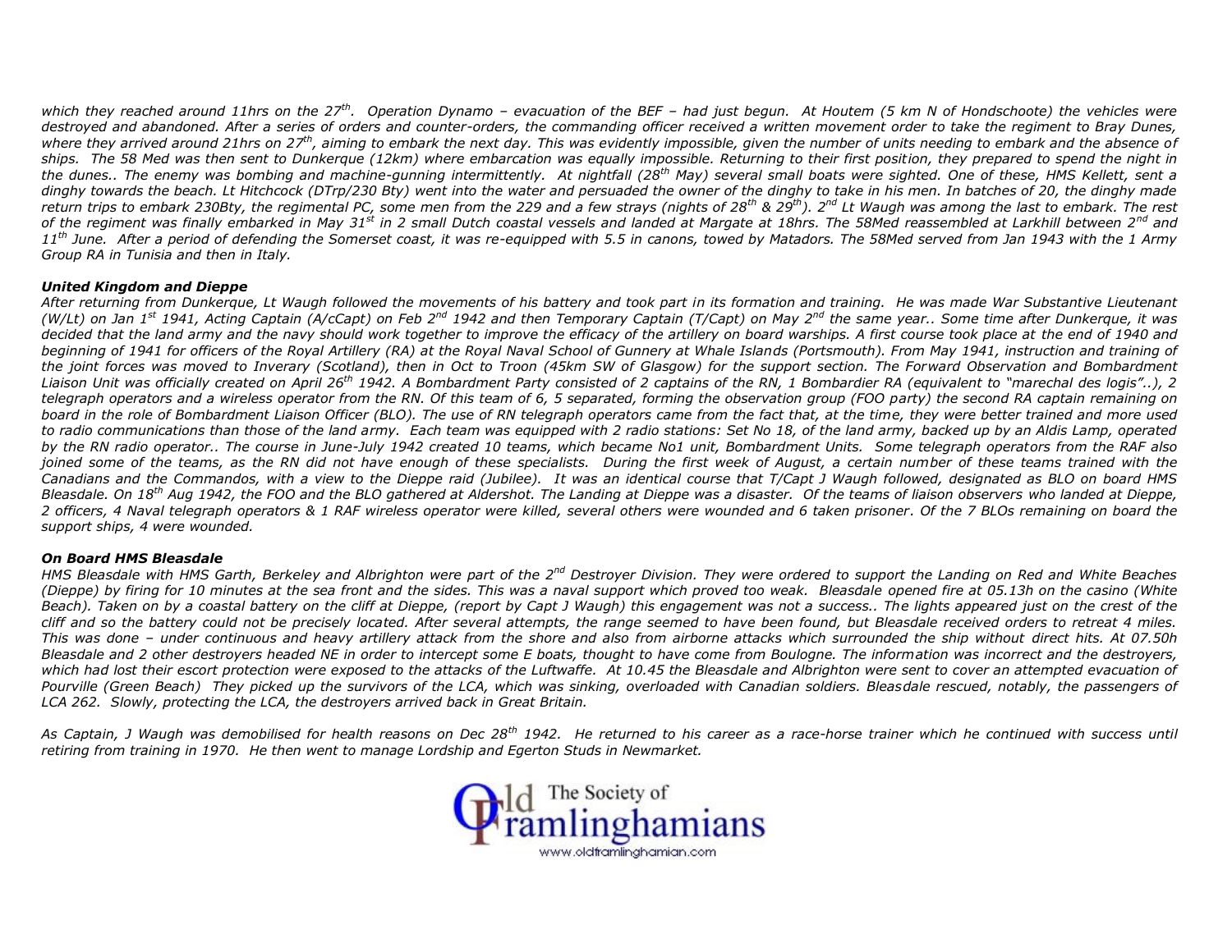*which they reached around 11hrs on the 27th. Operation Dynamo – evacuation of the BEF – had just begun. At Houtem (5 km N of Hondschoote) the vehicles were destroyed and abandoned. After a series of orders and counter-orders, the commanding officer received a written movement order to take the regiment to Bray Dunes, where they arrived around 21hrs on 27th, aiming to embark the next day. This was evidently impossible, given the number of units needing to embark and the absence of ships. The 58 Med was then sent to Dunkerque (12km) where embarcation was equally impossible. Returning to their first position, they prepared to spend the night in the dunes.. The enemy was bombing and machine-gunning intermittently. At nightfall (28th May) several small boats were sighted. One of these, HMS Kellett, sent a dinghy towards the beach. Lt Hitchcock (DTrp/230 Bty) went into the water and persuaded the owner of the dinghy to take in his men. In batches of 20, the dinghy made return trips to embark 230Bty, the regimental PC, some men from the 229 and a few strays (nights of 28th & 29th). 2nd Lt Waugh was among the last to embark. The rest of the regiment was finally embarked in May 31st in 2 small Dutch coastal vessels and landed at Margate at 18hrs. The 58Med reassembled at Larkhill between 2nd and 11th June. After a period of defending the Somerset coast, it was re-equipped with 5.5 in canons, towed by Matadors. The 58Med served from Jan 1943 with the 1 Army Group RA in Tunisia and then in Italy.*

### *United Kingdom and Dieppe*

*After returning from Dunkerque, Lt Waugh followed the movements of his battery and took part in its formation and training. He was made War Substantive Lieutenant (W/Lt) on Jan 1st 1941, Acting Captain (A/cCapt) on Feb 2nd 1942 and then Temporary Captain (T/Capt) on May 2nd the same year.. Some time after Dunkerque, it was decided that the land army and the navy should work together to improve the efficacy of the artillery on board warships. A first course took place at the end of 1940 and beginning of 1941 for officers of the Royal Artillery (RA) at the Royal Naval School of Gunnery at Whale Islands (Portsmouth). From May 1941, instruction and training of the joint forces was moved to Inverary (Scotland), then in Oct to Troon (45km SW of Glasgow) for the support section. The Forward Observation and Bombardment Liaison Unit was officially created on April 26th 1942. A Bombardment Party consisted of 2 captains of the RN, 1 Bombardier RA (equivalent to "marechal des logis"..), 2 telegraph operators and a wireless operator from the RN. Of this team of 6, 5 separated, forming the observation group (FOO party) the second RA captain remaining on board in the role of Bombardment Liaison Officer (BLO). The use of RN telegraph operators came from the fact that, at the time, they were better trained and more used to radio communications than those of the land army. Each team was equipped with 2 radio stations: Set No 18, of the land army, backed up by an Aldis Lamp, operated by the RN radio operator.. The course in June-July 1942 created 10 teams, which became No1 unit, Bombardment Units. Some telegraph operators from the RAF also joined some of the teams, as the RN did not have enough of these specialists. During the first week of August, a certain number of these teams trained with the Canadians and the Commandos, with a view to the Dieppe raid (Jubilee). It was an identical course that T/Capt J Waugh followed, designated as BLO on board HMS Bleasdale. On 18th Aug 1942, the FOO and the BLO gathered at Aldershot. The Landing at Dieppe was a disaster. Of the teams of liaison observers who landed at Dieppe, 2 officers, 4 Naval telegraph operators & 1 RAF wireless operator were killed, several others were wounded and 6 taken prisoner. Of the 7 BLOs remaining on board the support ships, 4 were wounded.*

### *On Board HMS Bleasdale*

*HMS Bleasdale with HMS Garth, Berkeley and Albrighton were part of the 2nd Destroyer Division. They were ordered to support the Landing on Red and White Beaches (Dieppe) by firing for 10 minutes at the sea front and the sides. This was a naval support which proved too weak. Bleasdale opened fire at 05.13h on the casino (White Beach). Taken on by a coastal battery on the cliff at Dieppe, (report by Capt J Waugh) this engagement was not a success.. The lights appeared just on the crest of the cliff and so the battery could not be precisely located. After several attempts, the range seemed to have been found, but Bleasdale received orders to retreat 4 miles. This was done – under continuous and heavy artillery attack from the shore and also from airborne attacks which surrounded the ship without direct hits. At 07.50h Bleasdale and 2 other destroyers headed NE in order to intercept some E boats, thought to have come from Boulogne. The information was incorrect and the destroyers, which had lost their escort protection were exposed to the attacks of the Luftwaffe. At 10.45 the Bleasdale and Albrighton were sent to cover an attempted evacuation of Pourville (Green Beach) They picked up the survivors of the LCA, which was sinking, overloaded with Canadian soldiers. Bleasdale rescued, notably, the passengers of LCA 262. Slowly, protecting the LCA, the destroyers arrived back in Great Britain.*

*As Captain, J Waugh was demobilised for health reasons on Dec 28th 1942. He returned to his career as a race-horse trainer which he continued with success until retiring from training in 1970. He then went to manage Lordship and Egerton Studs in Newmarket.*

Old The Society of Framlinghamians
www.oldframlinghamian.com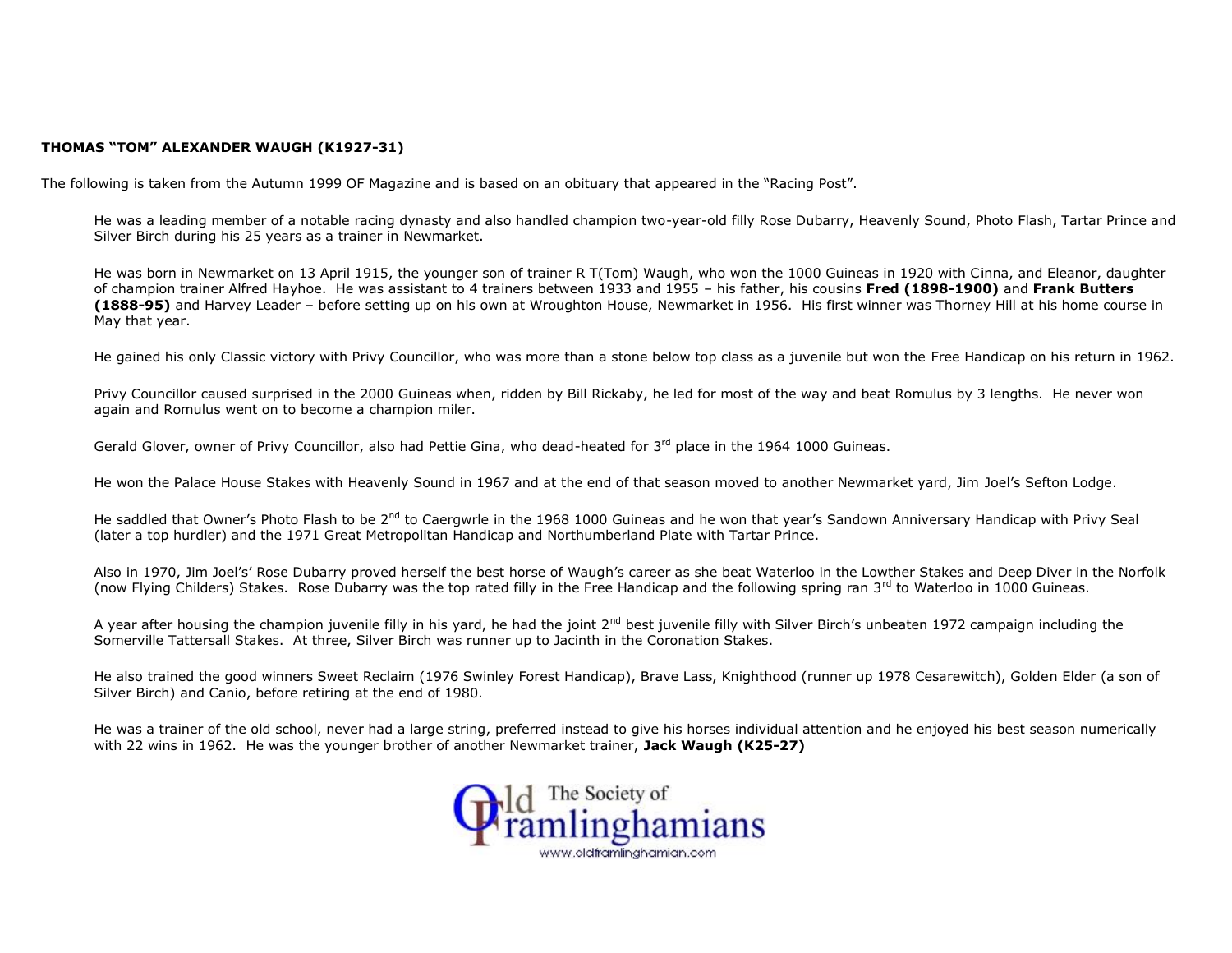**THOMAS "TOM" ALEXANDER WAUGH (K1927-31)**

The following is taken from the Autumn 1999 OF Magazine and is based on an obituary that appeared in the "Racing Post".

He was a leading member of a notable racing dynasty and also handled champion two-year-old filly Rose Dubarry, Heavenly Sound, Photo Flash, Tartar Prince and Silver Birch during his 25 years as a trainer in Newmarket.

He was born in Newmarket on 13 April 1915, the younger son of trainer R T(Tom) Waugh, who won the 1000 Guineas in 1920 with Cinna, and Eleanor, daughter of champion trainer Alfred Hayhoe. He was assistant to 4 trainers between 1933 and 1955 – his father, his cousins **Fred (1898-1900)** and **Frank Butters (1888-95)** and Harvey Leader – before setting up on his own at Wroughton House, Newmarket in 1956. His first winner was Thorney Hill at his home course in May that year.

He gained his only Classic victory with Privy Councillor, who was more than a stone below top class as a juvenile but won the Free Handicap on his return in 1962.

Privy Councillor caused surprised in the 2000 Guineas when, ridden by Bill Rickaby, he led for most of the way and beat Romulus by 3 lengths. He never won again and Romulus went on to become a champion miler.

Gerald Glover, owner of Privy Councillor, also had Pettie Gina, who dead-heated for 3rd place in the 1964 1000 Guineas.

He won the Palace House Stakes with Heavenly Sound in 1967 and at the end of that season moved to another Newmarket yard, Jim Joel's Sefton Lodge.

He saddled that Owner's Photo Flash to be 2nd to Caergwrle in the 1968 1000 Guineas and he won that year's Sandown Anniversary Handicap with Privy Seal (later a top hurdler) and the 1971 Great Metropolitan Handicap and Northumberland Plate with Tartar Prince.

Also in 1970, Jim Joel's' Rose Dubarry proved herself the best horse of Waugh's career as she beat Waterloo in the Lowther Stakes and Deep Diver in the Norfolk (now Flying Childers) Stakes. Rose Dubarry was the top rated filly in the Free Handicap and the following spring ran 3rd to Waterloo in 1000 Guineas.

A year after housing the champion juvenile filly in his yard, he had the joint 2nd best juvenile filly with Silver Birch's unbeaten 1972 campaign including the Somerville Tattersall Stakes. At three, Silver Birch was runner up to Jacinth in the Coronation Stakes.

He also trained the good winners Sweet Reclaim (1976 Swinley Forest Handicap), Brave Lass, Knighthood (runner up 1978 Cesarewitch), Golden Elder (a son of Silver Birch) and Canio, before retiring at the end of 1980.

He was a trainer of the old school, never had a large string, preferred instead to give his horses individual attention and he enjoyed his best season numerically with 22 wins in 1962. He was the younger brother of another Newmarket trainer, **Jack Waugh (K25-27)**

The Society of Old Framlinghamians
www.oldframlinghamian.com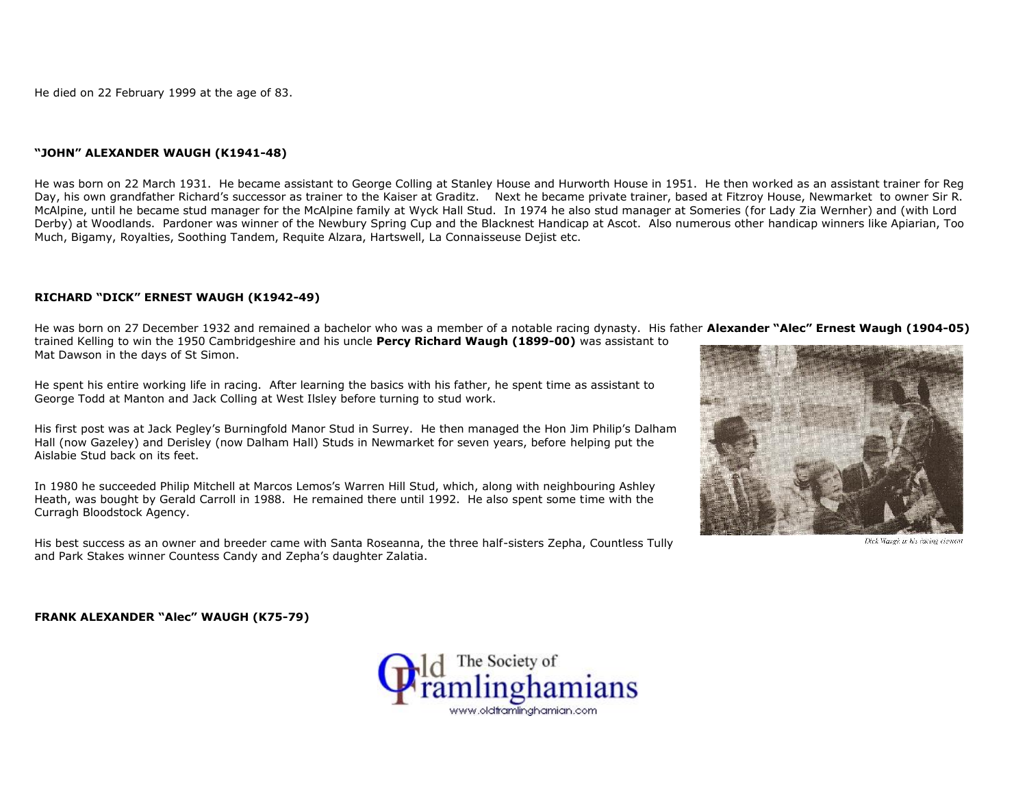He died on 22 February 1999 at the age of 83.

**"JOHN" ALEXANDER WAUGH (K1941-48)**

He was born on 22 March 1931. He became assistant to George Colling at Stanley House and Hurworth House in 1951. He then worked as an assistant trainer for Reg Day, his own grandfather Richard's successor as trainer to the Kaiser at Graditz. Next he became private trainer, based at Fitzroy House, Newmarket to owner Sir R. McAlpine, until he became stud manager for the McAlpine family at Wyck Hall Stud. In 1974 he also stud manager at Someries (for Lady Zia Wernher) and (with Lord Derby) at Woodlands. Pardoner was winner of the Newbury Spring Cup and the Blacknest Handicap at Ascot. Also numerous other handicap winners like Apiarian, Too Much, Bigamy, Royalties, Soothing Tandem, Requite Alzara, Hartswell, La Connaisseuse Dejist etc.

**RICHARD "DICK" ERNEST WAUGH (K1942-49)**

He was born on 27 December 1932 and remained a bachelor who was a member of a notable racing dynasty. His father **Alexander "Alec" Ernest Waugh (1904-05)** trained Kelling to win the 1950 Cambridgeshire and his uncle **Percy Richard Waugh (1899-00)** was assistant to Mat Dawson in the days of St Simon.

He spent his entire working life in racing. After learning the basics with his father, he spent time as assistant to George Todd at Manton and Jack Colling at West Ilsley before turning to stud work.

His first post was at Jack Pegley's Burningfold Manor Stud in Surrey. He then managed the Hon Jim Philip's Dalham Hall (now Gazeley) and Derisley (now Dalham Hall) Studs in Newmarket for seven years, before helping put the Aislabie Stud back on its feet.

In 1980 he succeeded Philip Mitchell at Marcos Lemos's Warren Hill Stud, which, along with neighbouring Ashley Heath, was bought by Gerald Carroll in 1988. He remained there until 1992. He also spent some time with the Curragh Bloodstock Agency.

His best success as an owner and breeder came with Santa Roseanna, the three half-sisters Zepha, Countless Tully and Park Stakes winner Countess Candy and Zepha's daughter Zalatia.

*Dick Waugh in his racing element*

**FRANK ALEXANDER "Alec" WAUGH (K75-79)**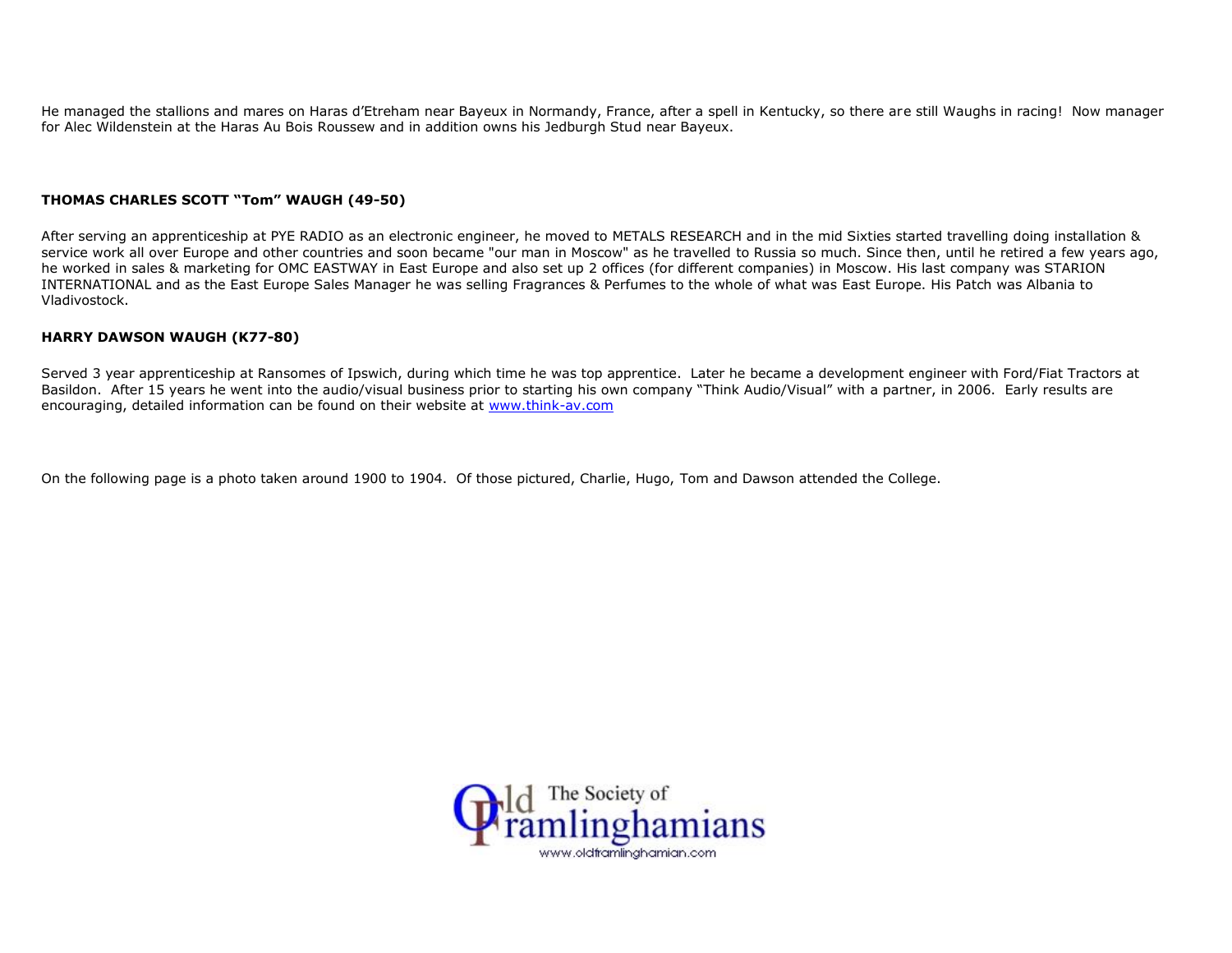He managed the stallions and mares on Haras d'Etreham near Bayeux in Normandy, France, after a spell in Kentucky, so there are still Waughs in racing! Now manager for Alec Wildenstein at the Haras Au Bois Roussew and in addition owns his Jedburgh Stud near Bayeux.

**THOMAS CHARLES SCOTT "Tom" WAUGH (49-50)**

After serving an apprenticeship at PYE RADIO as an electronic engineer, he moved to METALS RESEARCH and in the mid Sixties started travelling doing installation & service work all over Europe and other countries and soon became "our man in Moscow" as he travelled to Russia so much. Since then, until he retired a few years ago, he worked in sales & marketing for OMC EASTWAY in East Europe and also set up 2 offices (for different companies) in Moscow. His last company was STARION INTERNATIONAL and as the East Europe Sales Manager he was selling Fragrances & Perfumes to the whole of what was East Europe. His Patch was Albania to Vladivostock.

**HARRY DAWSON WAUGH (K77-80)**

Served 3 year apprenticeship at Ransomes of Ipswich, during which time he was top apprentice. Later he became a development engineer with Ford/Fiat Tractors at Basildon. After 15 years he went into the audio/visual business prior to starting his own company "Think Audio/Visual" with a partner, in 2006. Early results are encouraging, detailed information can be found on their website at www.think-av.com

On the following page is a photo taken around 1900 to 1904. Of those pictured, Charlie, Hugo, Tom and Dawson attended the College.

Old Framlinghamians The Society of
www.oldframlinghamian.com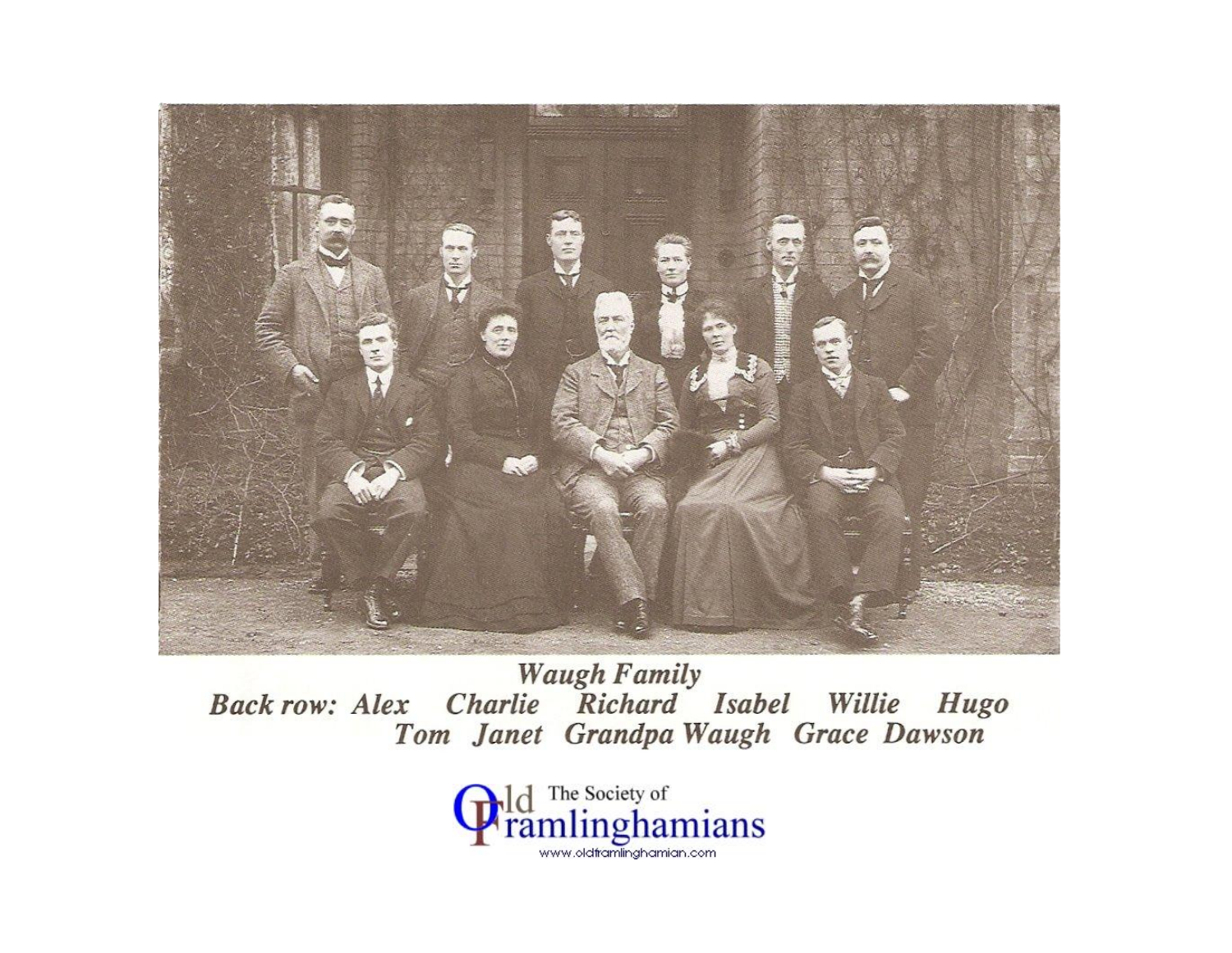***Waugh Family***

***Back row: Alex Charlie Richard Isabel Willie Hugo***

***Tom Janet Grandpa Waugh Grace Dawson***

The Society of Old Framlinghamians

www.oldframlinghamian.com